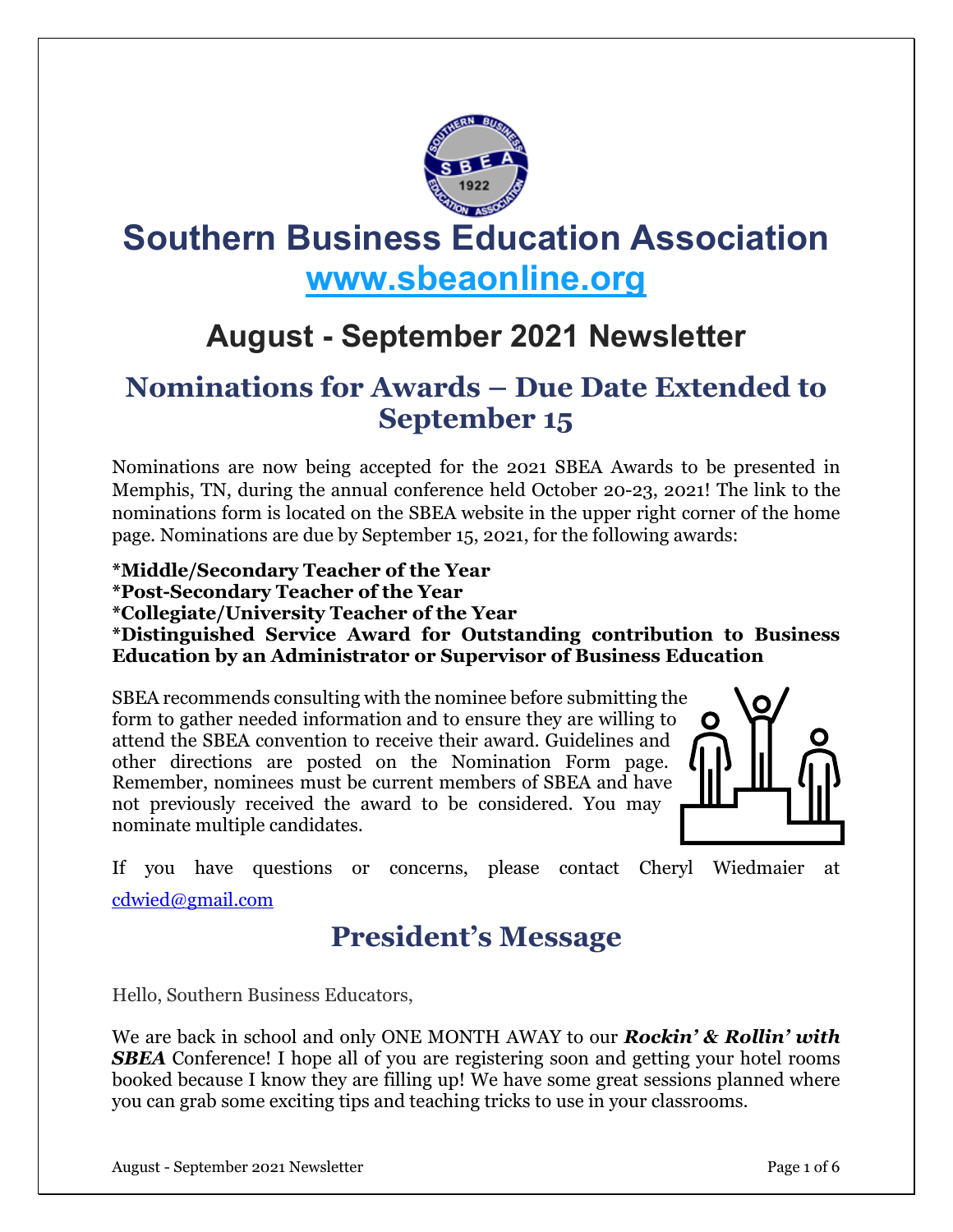# Southern Business Education Association

## [www.sbeaonline.org](http://www.sbeaonline.org)

## August - September 2021 Newsletter

## Nominations for Awards – Due Date Extended to September 15

Nominations are now being accepted for the 2021 SBEA Awards to be presented in Memphis, TN, during the annual conference held October 20-23, 2021! The link to the nominations form is located on the SBEA website in the upper right corner of the home page. Nominations are due by September 15, 2021, for the following awards:

**\*Middle/Secondary Teacher of the Year**
**\*Post-Secondary Teacher of the Year**
**\*Collegiate/University Teacher of the Year**
**\*Distinguished Service Award for Outstanding contribution to Business Education by an Administrator or Supervisor of Business Education**

SBEA recommends consulting with the nominee before submitting the form to gather needed information and to ensure they are willing to attend the SBEA convention to receive their award. Guidelines and other directions are posted on the Nomination Form page. Remember, nominees must be current members of SBEA and have not previously received the award to be considered. You may nominate multiple candidates.

If you have questions or concerns, please contact Cheryl Wiedmaier at [cdwied@gmail.com](mailto:cdwied@gmail.com)

## President's Message

Hello, Southern Business Educators,

We are back in school and only ONE MONTH AWAY to our ***Rockin' & Rollin' with SBEA*** Conference! I hope all of you are registering soon and getting your hotel rooms booked because I know they are filling up! We have some great sessions planned where you can grab some exciting tips and teaching tricks to use in your classrooms.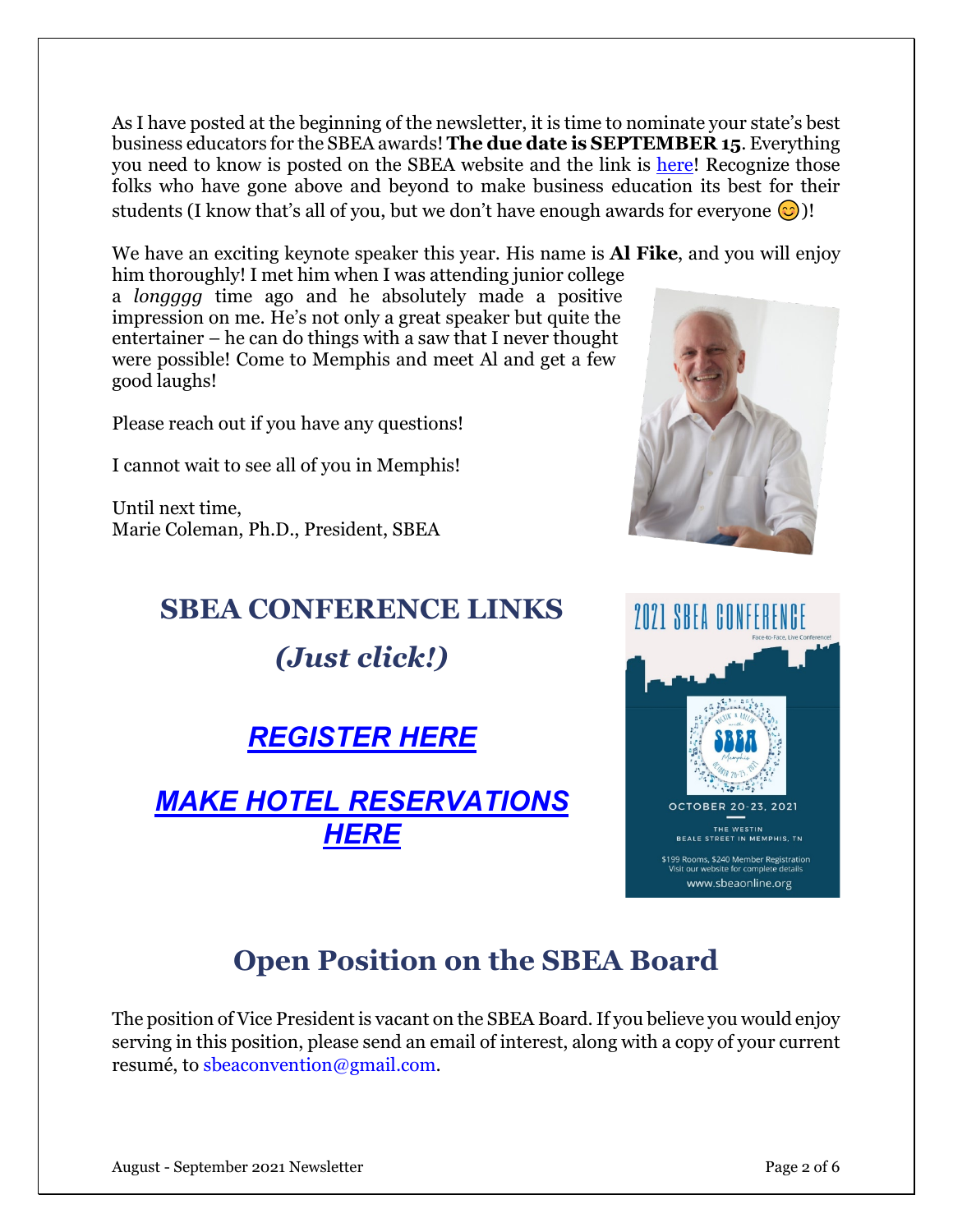As I have posted at the beginning of the newsletter, it is time to nominate your state's best business educators for the SBEA awards! **The due date is SEPTEMBER 15**. Everything you need to know is posted on the SBEA website and the link is here! Recognize those folks who have gone above and beyond to make business education its best for their students (I know that's all of you, but we don't have enough awards for everyone 😊)!

We have an exciting keynote speaker this year. His name is **Al Fike**, and you will enjoy him thoroughly! I met him when I was attending junior college a *longggg* time ago and he absolutely made a positive impression on me. He's not only a great speaker but quite the entertainer – he can do things with a saw that I never thought were possible! Come to Memphis and meet Al and get a few good laughs!

Please reach out if you have any questions!

I cannot wait to see all of you in Memphis!

Until next time,
Marie Coleman, Ph.D., President, SBEA

## SBEA CONFERENCE LINKS

### *(Just click!)*

### *REGISTER HERE*

### *MAKE HOTEL RESERVATIONS HERE*

2021 SBEA CONFERENCE
Face-to-Face, Live Conference!
OCTOBER 20-23, 2021
THE WESTIN BEALE STREET IN MEMPHIS, TN
$199 Rooms, $240 Member Registration
Visit our website for complete details
www.sbeaonline.org

## Open Position on the SBEA Board

The position of Vice President is vacant on the SBEA Board. If you believe you would enjoy serving in this position, please send an email of interest, along with a copy of your current resumé, to sbeaconvention@gmail.com.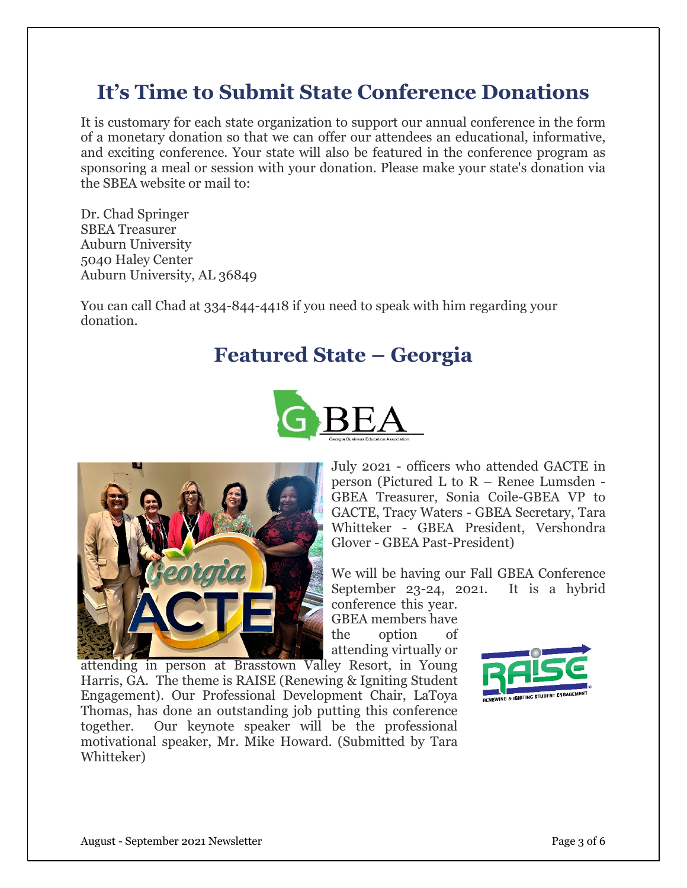## It's Time to Submit State Conference Donations

It is customary for each state organization to support our annual conference in the form of a monetary donation so that we can offer our attendees an educational, informative, and exciting conference. Your state will also be featured in the conference program as sponsoring a meal or session with your donation. Please make your state's donation via the SBEA website or mail to:

Dr. Chad Springer  
SBEA Treasurer  
Auburn University  
5040 Haley Center  
Auburn University, AL 36849

You can call Chad at 334-844-4418 if you need to speak with him regarding your donation.

## Featured State – Georgia

July 2021 - officers who attended GACTE in person (Pictured L to R – Renee Lumsden - GBEA Treasurer, Sonia Coile-GBEA VP to GACTE, Tracy Waters - GBEA Secretary, Tara Whitteker - GBEA President, Vershondra Glover - GBEA Past-President)

We will be having our Fall GBEA Conference September 23-24, 2021. It is a hybrid conference this year. GBEA members have the option of attending virtually or attending in person at Brasstown Valley Resort, in Young Harris, GA. The theme is RAISE (Renewing & Igniting Student Engagement). Our Professional Development Chair, LaToya Thomas, has done an outstanding job putting this conference together. Our keynote speaker will be the professional motivational speaker, Mr. Mike Howard. (Submitted by Tara Whitteker)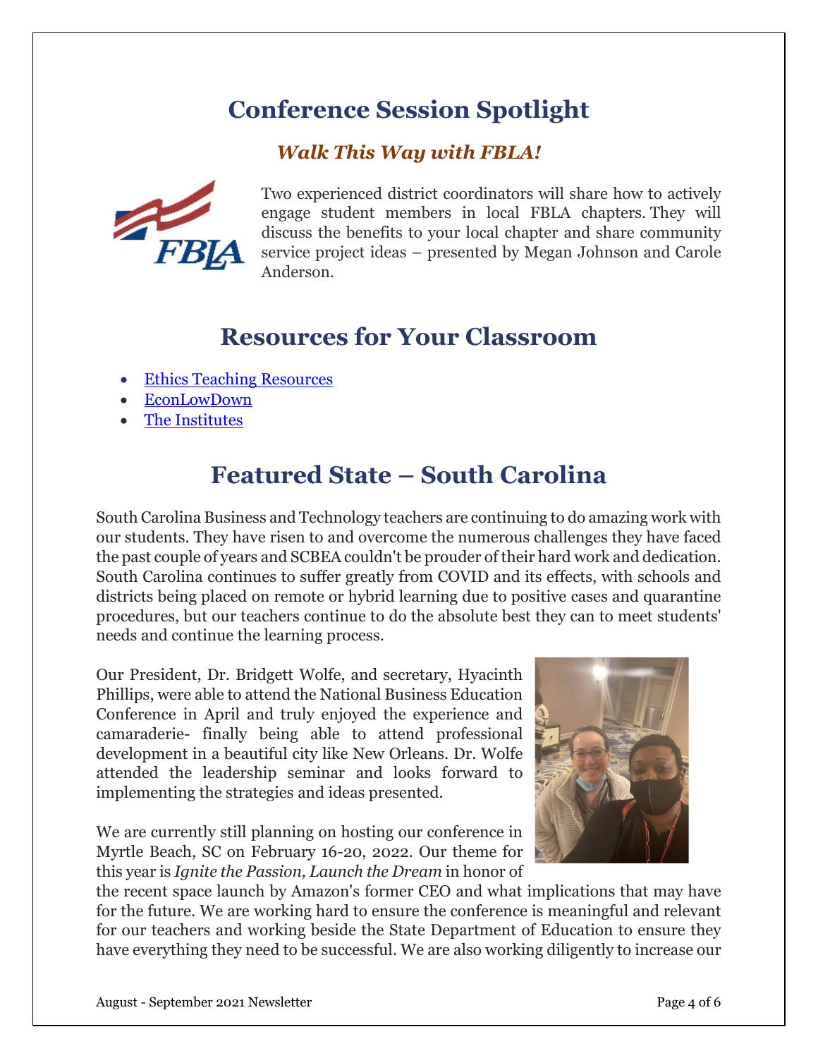# Conference Session Spotlight

### *Walk This Way with FBLA!*

Two experienced district coordinators will share how to actively engage student members in local FBLA chapters. They will discuss the benefits to your local chapter and share community service project ideas – presented by Megan Johnson and Carole Anderson.

# Resources for Your Classroom

- Ethics Teaching Resources
- EconLowDown
- The Institutes

# Featured State – South Carolina

South Carolina Business and Technology teachers are continuing to do amazing work with our students. They have risen to and overcome the numerous challenges they have faced the past couple of years and SCBEA couldn't be prouder of their hard work and dedication. South Carolina continues to suffer greatly from COVID and its effects, with schools and districts being placed on remote or hybrid learning due to positive cases and quarantine procedures, but our teachers continue to do the absolute best they can to meet students' needs and continue the learning process.

Our President, Dr. Bridgett Wolfe, and secretary, Hyacinth Phillips, were able to attend the National Business Education Conference in April and truly enjoyed the experience and camaraderie- finally being able to attend professional development in a beautiful city like New Orleans. Dr. Wolfe attended the leadership seminar and looks forward to implementing the strategies and ideas presented.

We are currently still planning on hosting our conference in Myrtle Beach, SC on February 16-20, 2022. Our theme for this year is *Ignite the Passion, Launch the Dream* in honor of the recent space launch by Amazon's former CEO and what implications that may have for the future. We are working hard to ensure the conference is meaningful and relevant for our teachers and working beside the State Department of Education to ensure they have everything they need to be successful. We are also working diligently to increase our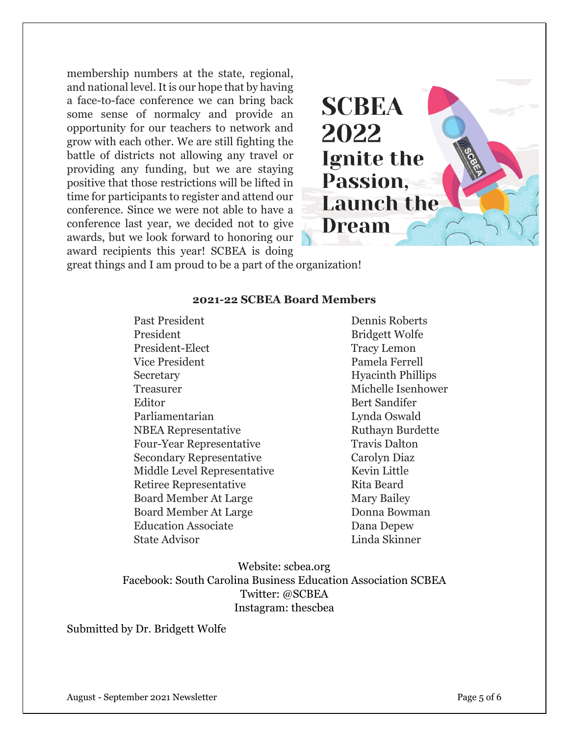membership numbers at the state, regional, and national level. It is our hope that by having a face-to-face conference we can bring back some sense of normalcy and provide an opportunity for our teachers to network and grow with each other. We are still fighting the battle of districts not allowing any travel or providing any funding, but we are staying positive that those restrictions will be lifted in time for participants to register and attend our conference. Since we were not able to have a conference last year, we decided not to give awards, but we look forward to honoring our award recipients this year! SCBEA is doing great things and I am proud to be a part of the organization!

**SCBEA 2022 Ignite the Passion, Launch the Dream**

### 2021-22 SCBEA Board Members

| | |
|---|---|
| Past President | Dennis Roberts |
| President | Bridgett Wolfe |
| President-Elect | Tracy Lemon |
| Vice President | Pamela Ferrell |
| Secretary | Hyacinth Phillips |
| Treasurer | Michelle Isenhower |
| Editor | Bert Sandifer |
| Parliamentarian | Lynda Oswald |
| NBEA Representative | Ruthayn Burdette |
| Four-Year Representative | Travis Dalton |
| Secondary Representative | Carolyn Diaz |
| Middle Level Representative | Kevin Little |
| Retiree Representative | Rita Beard |
| Board Member At Large | Mary Bailey |
| Board Member At Large | Donna Bowman |
| Education Associate | Dana Depew |
| State Advisor | Linda Skinner |

Website: scbea.org
Facebook: South Carolina Business Education Association SCBEA
Twitter: @SCBEA
Instagram: thescbea

Submitted by Dr. Bridgett Wolfe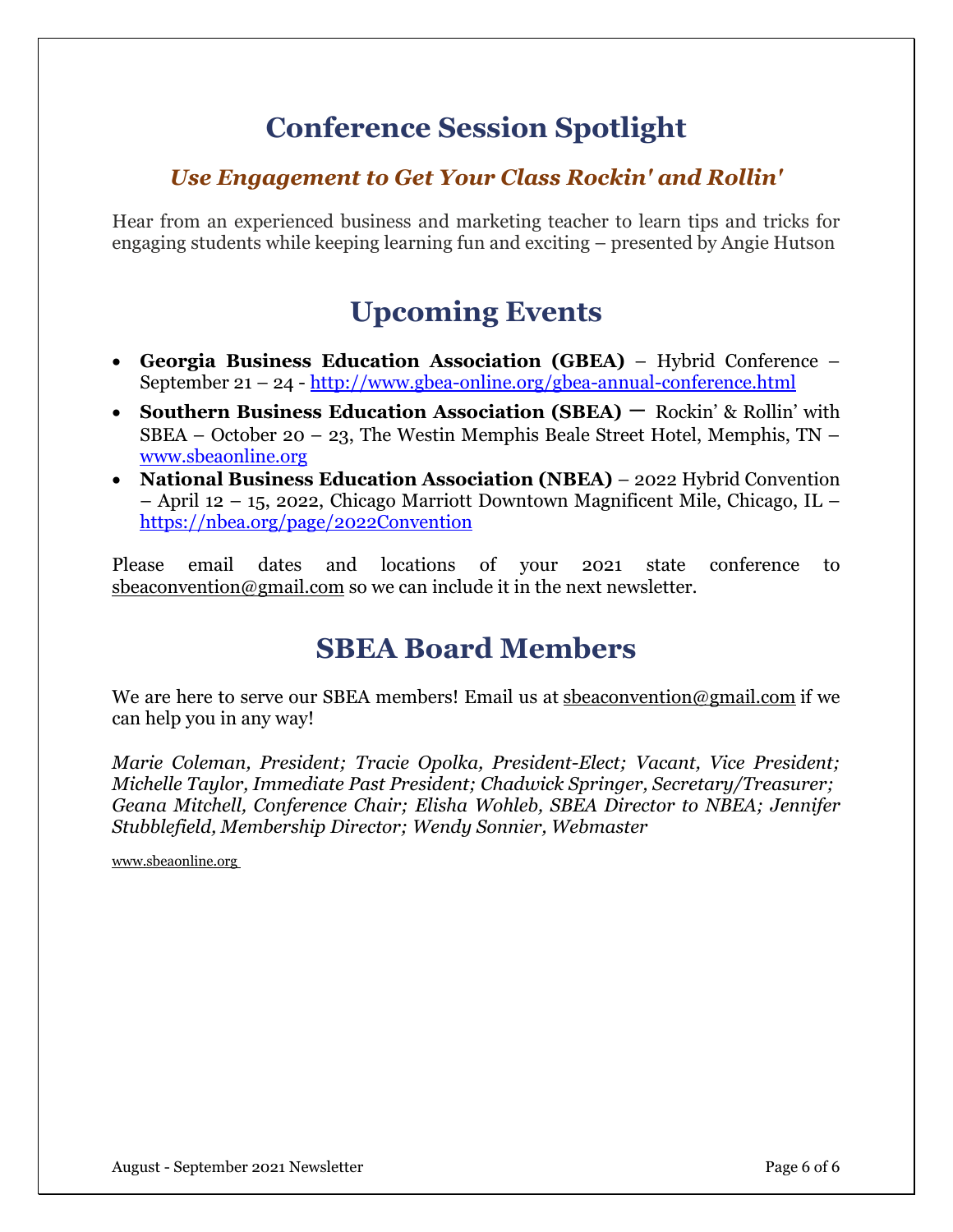# Conference Session Spotlight

### *Use Engagement to Get Your Class Rockin' and Rollin'*

Hear from an experienced business and marketing teacher to learn tips and tricks for engaging students while keeping learning fun and exciting – presented by Angie Hutson

# Upcoming Events

- **Georgia Business Education Association (GBEA)** – Hybrid Conference – September 21 – 24 - http://www.gbea-online.org/gbea-annual-conference.html
- **Southern Business Education Association (SBEA)** – Rockin' & Rollin' with SBEA – October 20 – 23, The Westin Memphis Beale Street Hotel, Memphis, TN – www.sbeaonline.org
- **National Business Education Association (NBEA)** – 2022 Hybrid Convention – April 12 – 15, 2022, Chicago Marriott Downtown Magnificent Mile, Chicago, IL – https://nbea.org/page/2022Convention

Please email dates and locations of your 2021 state conference to sbeaconvention@gmail.com so we can include it in the next newsletter.

# SBEA Board Members

We are here to serve our SBEA members! Email us at sbeaconvention@gmail.com if we can help you in any way!

*Marie Coleman, President; Tracie Opolka, President-Elect; Vacant, Vice President; Michelle Taylor, Immediate Past President; Chadwick Springer, Secretary/Treasurer; Geana Mitchell, Conference Chair; Elisha Wohleb, SBEA Director to NBEA; Jennifer Stubblefield, Membership Director; Wendy Sonnier, Webmaster*

www.sbeaonline.org